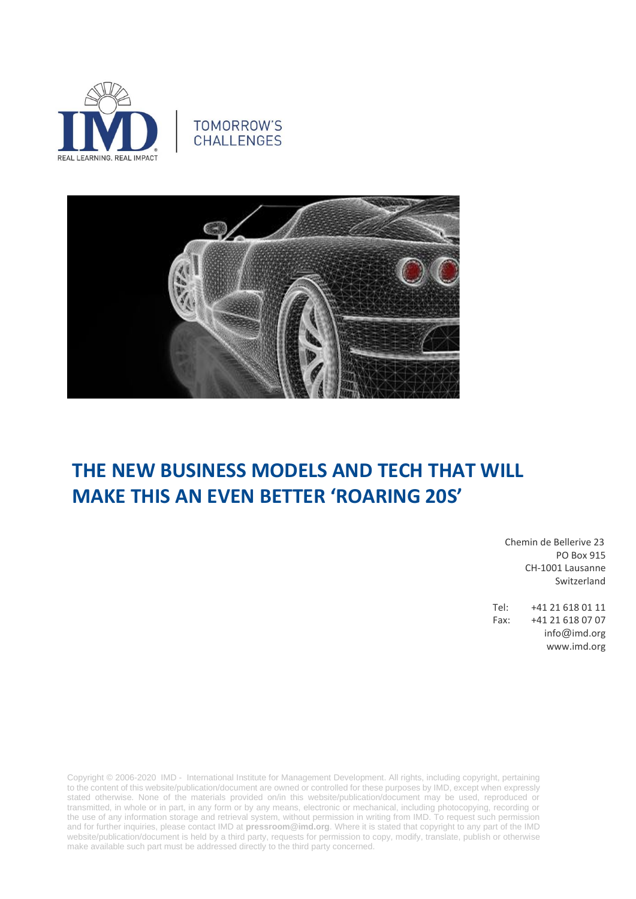TOMORROW'S CHALLENGES

# THE NEW BUSINESS MODELS AND TECH THAT WILL MAKE THIS AN EVEN BETTER 'ROARING 20S'

Chemin de Bellerive 23
PO Box 915
CH-1001 Lausanne
Switzerland

Tel: +41 21 618 01 11
Fax: +41 21 618 07 07
info@imd.org
www.imd.org

Copyright © 2006-2020 IMD - International Institute for Management Development. All rights, including copyright, pertaining to the content of this website/publication/document are owned or controlled for these purposes by IMD, except when expressly stated otherwise. None of the materials provided on/in this website/publication/document may be used, reproduced or transmitted, in whole or in part, in any form or by any means, electronic or mechanical, including photocopying, recording or the use of any information storage and retrieval system, without permission in writing from IMD. To request such permission and for further inquiries, please contact IMD at **pressroom@imd.org**. Where it is stated that copyright to any part of the IMD website/publication/document is held by a third party, requests for permission to copy, modify, translate, publish or otherwise make available such part must be addressed directly to the third party concerned.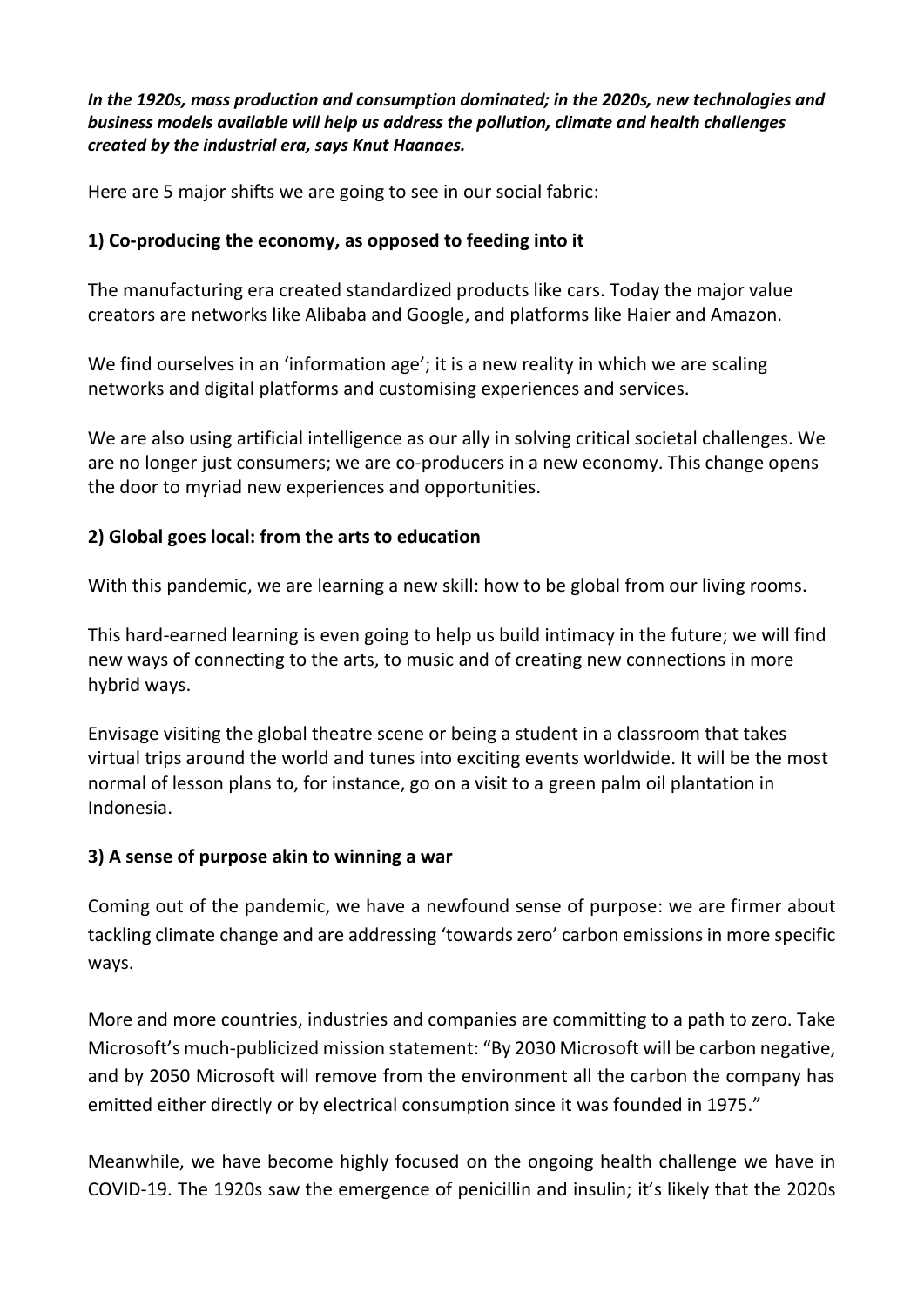***In the 1920s, mass production and consumption dominated; in the 2020s, new technologies and business models available will help us address the pollution, climate and health challenges created by the industrial era, says Knut Haanaes.***

Here are 5 major shifts we are going to see in our social fabric:

**1) Co-producing the economy, as opposed to feeding into it**

The manufacturing era created standardized products like cars. Today the major value creators are networks like Alibaba and Google, and platforms like Haier and Amazon.

We find ourselves in an 'information age'; it is a new reality in which we are scaling networks and digital platforms and customising experiences and services.

We are also using artificial intelligence as our ally in solving critical societal challenges. We are no longer just consumers; we are co-producers in a new economy. This change opens the door to myriad new experiences and opportunities.

**2) Global goes local: from the arts to education**

With this pandemic, we are learning a new skill: how to be global from our living rooms.

This hard-earned learning is even going to help us build intimacy in the future; we will find new ways of connecting to the arts, to music and of creating new connections in more hybrid ways.

Envisage visiting the global theatre scene or being a student in a classroom that takes virtual trips around the world and tunes into exciting events worldwide. It will be the most normal of lesson plans to, for instance, go on a visit to a green palm oil plantation in Indonesia.

**3) A sense of purpose akin to winning a war**

Coming out of the pandemic, we have a newfound sense of purpose: we are firmer about tackling climate change and are addressing 'towards zero' carbon emissions in more specific ways.

More and more countries, industries and companies are committing to a path to zero. Take Microsoft's much-publicized mission statement: "By 2030 Microsoft will be carbon negative, and by 2050 Microsoft will remove from the environment all the carbon the company has emitted either directly or by electrical consumption since it was founded in 1975."

Meanwhile, we have become highly focused on the ongoing health challenge we have in COVID-19. The 1920s saw the emergence of penicillin and insulin; it's likely that the 2020s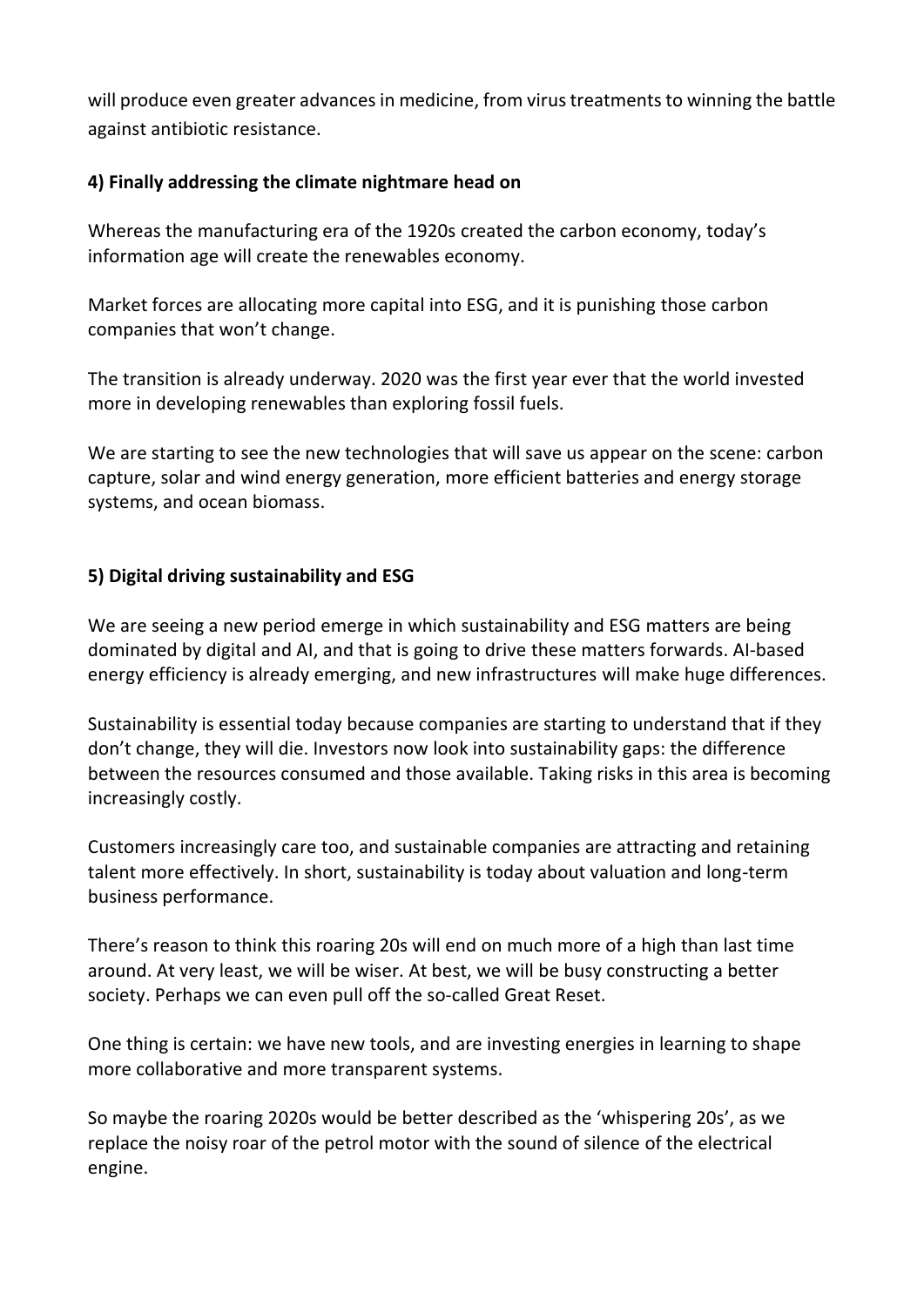will produce even greater advances in medicine, from virus treatments to winning the battle against antibiotic resistance.

**4) Finally addressing the climate nightmare head on**

Whereas the manufacturing era of the 1920s created the carbon economy, today's information age will create the renewables economy.

Market forces are allocating more capital into ESG, and it is punishing those carbon companies that won't change.

The transition is already underway. 2020 was the first year ever that the world invested more in developing renewables than exploring fossil fuels.

We are starting to see the new technologies that will save us appear on the scene: carbon capture, solar and wind energy generation, more efficient batteries and energy storage systems, and ocean biomass.

**5) Digital driving sustainability and ESG**

We are seeing a new period emerge in which sustainability and ESG matters are being dominated by digital and AI, and that is going to drive these matters forwards. AI-based energy efficiency is already emerging, and new infrastructures will make huge differences.

Sustainability is essential today because companies are starting to understand that if they don't change, they will die. Investors now look into sustainability gaps: the difference between the resources consumed and those available. Taking risks in this area is becoming increasingly costly.

Customers increasingly care too, and sustainable companies are attracting and retaining talent more effectively. In short, sustainability is today about valuation and long-term business performance.

There's reason to think this roaring 20s will end on much more of a high than last time around. At very least, we will be wiser. At best, we will be busy constructing a better society. Perhaps we can even pull off the so-called Great Reset.

One thing is certain: we have new tools, and are investing energies in learning to shape more collaborative and more transparent systems.

So maybe the roaring 2020s would be better described as the 'whispering 20s', as we replace the noisy roar of the petrol motor with the sound of silence of the electrical engine.